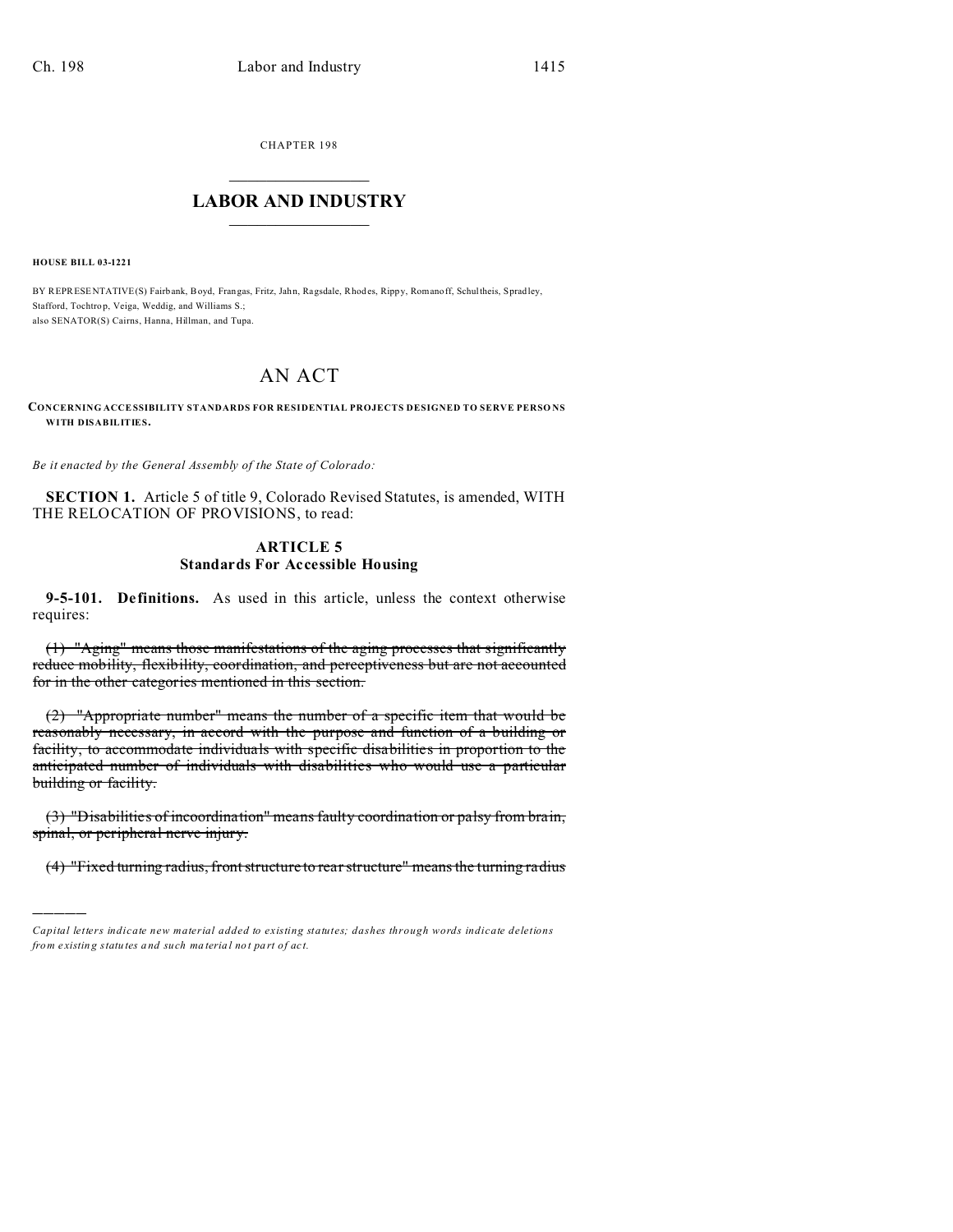CHAPTER 198

# LABOR AND INDUSTRY

**HOUSE BILL 03-1221**

BY REPRESENTATIVE(S) Fairbank, Boyd, Frangas, Fritz, Jahn, Ragsdale, Rhodes, Rippy, Romanoff, Schultheis, Spradley, Stafford, Tochtrop, Veiga, Weddig, and Williams S.;
also SENATOR(S) Cairns, Hanna, Hillman, and Tupa.

# AN ACT

**CONCERNING ACCESSIBILITY STANDARDS FOR RESIDENTIAL PROJECTS DESIGNED TO SERVE PERSONS WITH DISABILITIES.**

*Be it enacted by the General Assembly of the State of Colorado:*

**SECTION 1.** Article 5 of title 9, Colorado Revised Statutes, is amended, WITH THE RELOCATION OF PROVISIONS, to read:

## ARTICLE 5
## Standards For Accessible Housing

**9-5-101. Definitions.** As used in this article, unless the context otherwise requires:

~~(1) "Aging" means those manifestations of the aging processes that significantly reduce mobility, flexibility, coordination, and perceptiveness but are not accounted for in the other categories mentioned in this section.~~

~~(2) "Appropriate number" means the number of a specific item that would be reasonably necessary, in accord with the purpose and function of a building or facility, to accommodate individuals with specific disabilities in proportion to the anticipated number of individuals with disabilities who would use a particular building or facility.~~

~~(3) "Disabilities of incoordination" means faulty coordination or palsy from brain, spinal, or peripheral nerve injury.~~

~~(4) "Fixed turning radius, front structure to rear structure" means the turning radius~~

*Capital letters indicate new material added to existing statutes; dashes through words indicate deletions from existing statutes and such material not part of act.*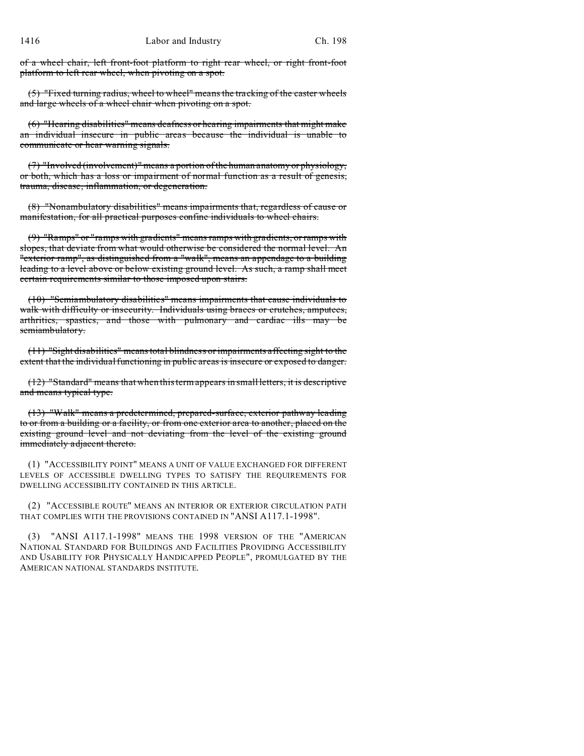~~of a wheel chair, left front-foot platform to right rear wheel, or right front-foot platform to left rear wheel, when pivoting on a spot.~~

~~(5) "Fixed turning radius, wheel to wheel" means the tracking of the caster wheels and large wheels of a wheel chair when pivoting on a spot.~~

~~(6) "Hearing disabilities" means deafness or hearing impairments that might make an individual insecure in public areas because the individual is unable to communicate or hear warning signals.~~

~~(7) "Involved (involvement)" means a portion of the human anatomy or physiology, or both, which has a loss or impairment of normal function as a result of genesis, trauma, disease, inflammation, or degeneration.~~

~~(8) "Nonambulatory disabilities" means impairments that, regardless of cause or manifestation, for all practical purposes confine individuals to wheel chairs.~~

~~(9) "Ramps" or "ramps with gradients" means ramps with gradients, or ramps with slopes, that deviate from what would otherwise be considered the normal level. An "exterior ramp", as distinguished from a "walk", means an appendage to a building leading to a level above or below existing ground level. As such, a ramp shall meet certain requirements similar to those imposed upon stairs.~~

~~(10) "Semiambulatory disabilities" means impairments that cause individuals to walk with difficulty or insecurity. Individuals using braces or crutches, amputees, arthritics, spastics, and those with pulmonary and cardiac ills may be semiambulatory.~~

~~(11) "Sight disabilities" means total blindness or impairments affecting sight to the extent that the individual functioning in public areas is insecure or exposed to danger.~~

~~(12) "Standard" means that when this term appears in small letters, it is descriptive and means typical type.~~

~~(13) "Walk" means a predetermined, prepared-surface, exterior pathway leading to or from a building or a facility, or from one exterior area to another, placed on the existing ground level and not deviating from the level of the existing ground immediately adjacent thereto.~~

(1) "ACCESSIBILITY POINT" MEANS A UNIT OF VALUE EXCHANGED FOR DIFFERENT LEVELS OF ACCESSIBLE DWELLING TYPES TO SATISFY THE REQUIREMENTS FOR DWELLING ACCESSIBILITY CONTAINED IN THIS ARTICLE.

(2) "ACCESSIBLE ROUTE" MEANS AN INTERIOR OR EXTERIOR CIRCULATION PATH THAT COMPLIES WITH THE PROVISIONS CONTAINED IN "ANSI A117.1-1998".

(3) "ANSI A117.1-1998" MEANS THE 1998 VERSION OF THE "AMERICAN NATIONAL STANDARD FOR BUILDINGS AND FACILITIES PROVIDING ACCESSIBILITY AND USABILITY FOR PHYSICALLY HANDICAPPED PEOPLE", PROMULGATED BY THE AMERICAN NATIONAL STANDARDS INSTITUTE.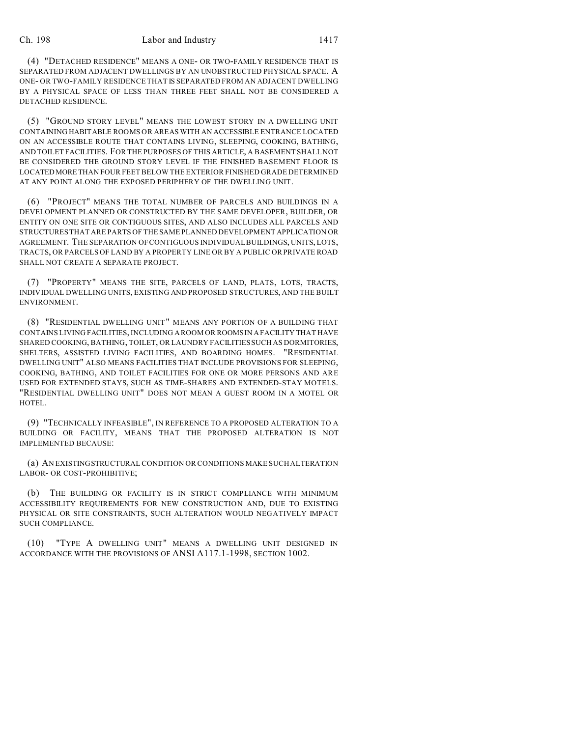(4) "DETACHED RESIDENCE" MEANS A ONE- OR TWO-FAMILY RESIDENCE THAT IS SEPARATED FROM ADJACENT DWELLINGS BY AN UNOBSTRUCTED PHYSICAL SPACE. A ONE- OR TWO-FAMILY RESIDENCE THAT IS SEPARATED FROM AN ADJACENT DWELLING BY A PHYSICAL SPACE OF LESS THAN THREE FEET SHALL NOT BE CONSIDERED A DETACHED RESIDENCE.

(5) "GROUND STORY LEVEL" MEANS THE LOWEST STORY IN A DWELLING UNIT CONTAINING HABITABLE ROOMS OR AREAS WITH AN ACCESSIBLE ENTRANCE LOCATED ON AN ACCESSIBLE ROUTE THAT CONTAINS LIVING, SLEEPING, COOKING, BATHING, AND TOILET FACILITIES. FOR THE PURPOSES OF THIS ARTICLE, A BASEMENT SHALL NOT BE CONSIDERED THE GROUND STORY LEVEL IF THE FINISHED BASEMENT FLOOR IS LOCATED MORE THAN FOUR FEET BELOW THE EXTERIOR FINISHED GRADE DETERMINED AT ANY POINT ALONG THE EXPOSED PERIPHERY OF THE DWELLING UNIT.

(6) "PROJECT" MEANS THE TOTAL NUMBER OF PARCELS AND BUILDINGS IN A DEVELOPMENT PLANNED OR CONSTRUCTED BY THE SAME DEVELOPER, BUILDER, OR ENTITY ON ONE SITE OR CONTIGUOUS SITES, AND ALSO INCLUDES ALL PARCELS AND STRUCTURES THAT ARE PARTS OF THE SAME PLANNED DEVELOPMENT APPLICATION OR AGREEMENT. THE SEPARATION OF CONTIGUOUS INDIVIDUAL BUILDINGS, UNITS, LOTS, TRACTS, OR PARCELS OF LAND BY A PROPERTY LINE OR BY A PUBLIC OR PRIVATE ROAD SHALL NOT CREATE A SEPARATE PROJECT.

(7) "PROPERTY" MEANS THE SITE, PARCELS OF LAND, PLATS, LOTS, TRACTS, INDIVIDUAL DWELLING UNITS, EXISTING AND PROPOSED STRUCTURES, AND THE BUILT ENVIRONMENT.

(8) "RESIDENTIAL DWELLING UNIT" MEANS ANY PORTION OF A BUILDING THAT CONTAINS LIVING FACILITIES, INCLUDING A ROOM OR ROOMS IN A FACILITY THAT HAVE SHARED COOKING, BATHING, TOILET, OR LAUNDRY FACILITIES SUCH AS DORMITORIES, SHELTERS, ASSISTED LIVING FACILITIES, AND BOARDING HOMES. "RESIDENTIAL DWELLING UNIT" ALSO MEANS FACILITIES THAT INCLUDE PROVISIONS FOR SLEEPING, COOKING, BATHING, AND TOILET FACILITIES FOR ONE OR MORE PERSONS AND ARE USED FOR EXTENDED STAYS, SUCH AS TIME-SHARES AND EXTENDED-STAY MOTELS. "RESIDENTIAL DWELLING UNIT" DOES NOT MEAN A GUEST ROOM IN A MOTEL OR HOTEL.

(9) "TECHNICALLY INFEASIBLE", IN REFERENCE TO A PROPOSED ALTERATION TO A BUILDING OR FACILITY, MEANS THAT THE PROPOSED ALTERATION IS NOT IMPLEMENTED BECAUSE:

(a) AN EXISTING STRUCTURAL CONDITION OR CONDITIONS MAKE SUCH ALTERATION LABOR- OR COST-PROHIBITIVE;

(b) THE BUILDING OR FACILITY IS IN STRICT COMPLIANCE WITH MINIMUM ACCESSIBILITY REQUIREMENTS FOR NEW CONSTRUCTION AND, DUE TO EXISTING PHYSICAL OR SITE CONSTRAINTS, SUCH ALTERATION WOULD NEGATIVELY IMPACT SUCH COMPLIANCE.

(10) "TYPE A DWELLING UNIT" MEANS A DWELLING UNIT DESIGNED IN ACCORDANCE WITH THE PROVISIONS OF ANSI A117.1-1998, SECTION 1002.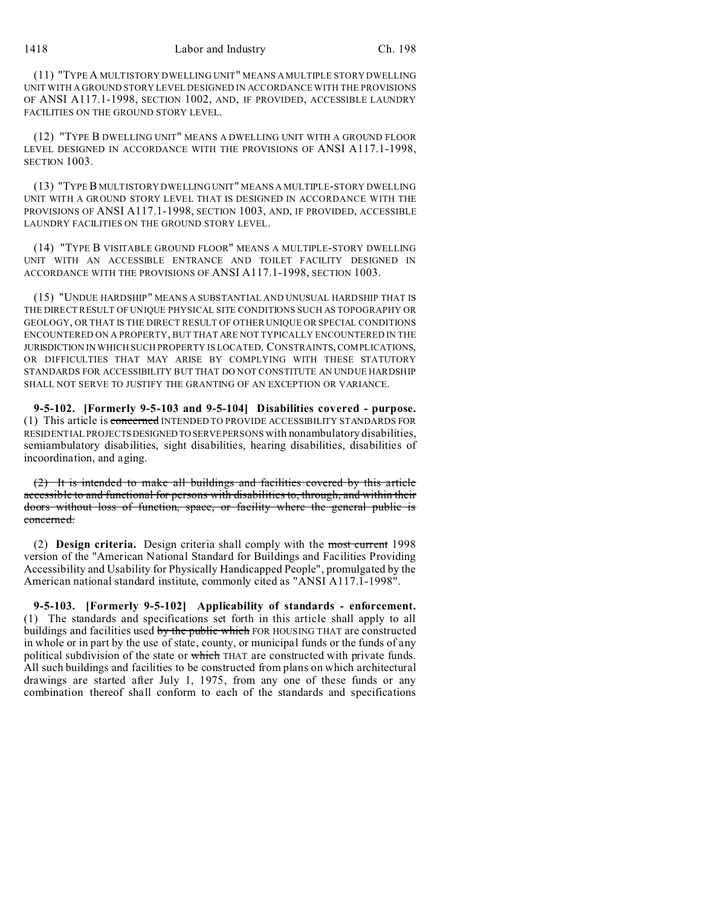(11) "TYPE A MULTISTORY DWELLING UNIT" MEANS A MULTIPLE STORY DWELLING UNIT WITH A GROUND STORY LEVEL DESIGNED IN ACCORDANCE WITH THE PROVISIONS OF ANSI A117.1-1998, SECTION 1002, AND, IF PROVIDED, ACCESSIBLE LAUNDRY FACILITIES ON THE GROUND STORY LEVEL.

(12) "TYPE B DWELLING UNIT" MEANS A DWELLING UNIT WITH A GROUND FLOOR LEVEL DESIGNED IN ACCORDANCE WITH THE PROVISIONS OF ANSI A117.1-1998, SECTION 1003.

(13) "TYPE B MULTISTORY DWELLING UNIT" MEANS A MULTIPLE-STORY DWELLING UNIT WITH A GROUND STORY LEVEL THAT IS DESIGNED IN ACCORDANCE WITH THE PROVISIONS OF ANSI A117.1-1998, SECTION 1003, AND, IF PROVIDED, ACCESSIBLE LAUNDRY FACILITIES ON THE GROUND STORY LEVEL.

(14) "TYPE B VISITABLE GROUND FLOOR" MEANS A MULTIPLE-STORY DWELLING UNIT WITH AN ACCESSIBLE ENTRANCE AND TOILET FACILITY DESIGNED IN ACCORDANCE WITH THE PROVISIONS OF ANSI A117.1-1998, SECTION 1003.

(15) "UNDUE HARDSHIP" MEANS A SUBSTANTIAL AND UNUSUAL HARDSHIP THAT IS THE DIRECT RESULT OF UNIQUE PHYSICAL SITE CONDITIONS SUCH AS TOPOGRAPHY OR GEOLOGY, OR THAT IS THE DIRECT RESULT OF OTHER UNIQUE OR SPECIAL CONDITIONS ENCOUNTERED ON A PROPERTY, BUT THAT ARE NOT TYPICALLY ENCOUNTERED IN THE JURISDICTION IN WHICH SUCH PROPERTY IS LOCATED. CONSTRAINTS, COMPLICATIONS, OR DIFFICULTIES THAT MAY ARISE BY COMPLYING WITH THESE STATUTORY STANDARDS FOR ACCESSIBILITY BUT THAT DO NOT CONSTITUTE AN UNDUE HARDSHIP SHALL NOT SERVE TO JUSTIFY THE GRANTING OF AN EXCEPTION OR VARIANCE.

**9-5-102. [Formerly 9-5-103 and 9-5-104] Disabilities covered - purpose.** (1) This article is ~~concerned~~ INTENDED TO PROVIDE ACCESSIBILITY STANDARDS FOR RESIDENTIAL PROJECTS DESIGNED TO SERVE PERSONS with nonambulatory disabilities, semiambulatory disabilities, sight disabilities, hearing disabilities, disabilities of incoordination, and aging.

~~(2) It is intended to make all buildings and facilities covered by this article accessible to and functional for persons with disabilities to, through, and within their doors without loss of function, space, or facility where the general public is concerned.~~

(2) **Design criteria.** Design criteria shall comply with the ~~most current~~ 1998 version of the "American National Standard for Buildings and Facilities Providing Accessibility and Usability for Physically Handicapped People", promulgated by the American national standard institute, commonly cited as "ANSI A117.1-1998".

**9-5-103. [Formerly 9-5-102] Applicability of standards - enforcement.** (1) The standards and specifications set forth in this article shall apply to all buildings and facilities used ~~by the public which~~ FOR HOUSING THAT are constructed in whole or in part by the use of state, county, or municipal funds or the funds of any political subdivision of the state or ~~which~~ THAT are constructed with private funds. All such buildings and facilities to be constructed from plans on which architectural drawings are started after July 1, 1975, from any one of these funds or any combination thereof shall conform to each of the standards and specifications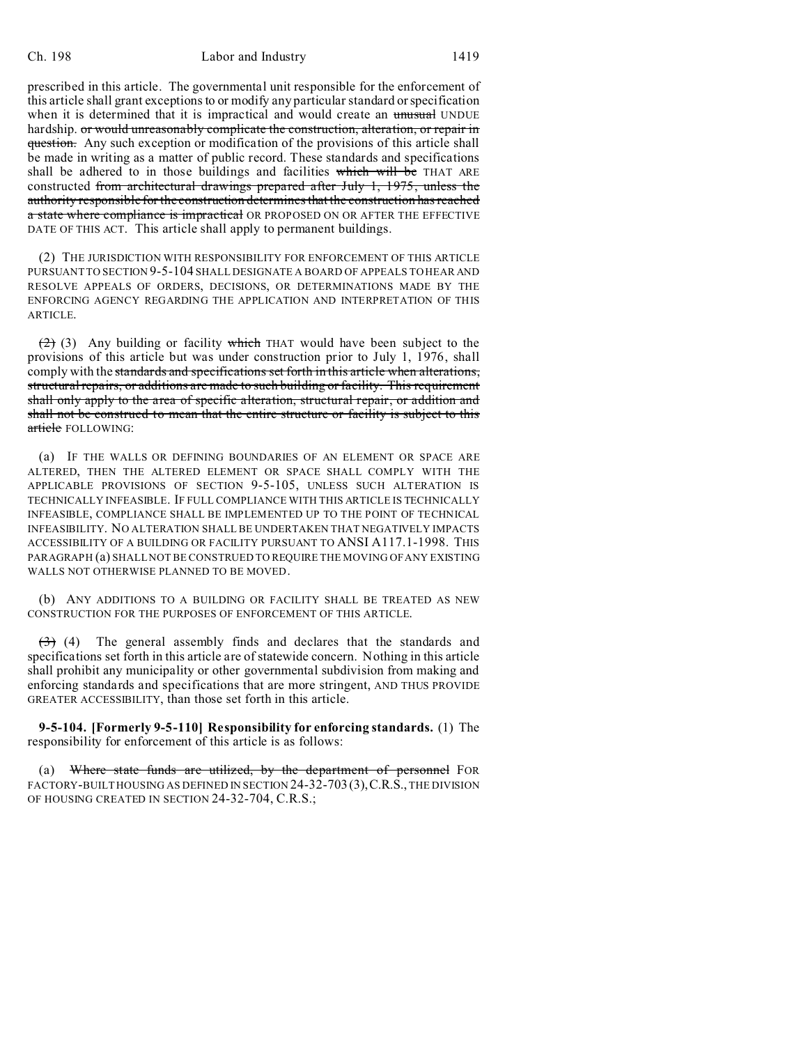prescribed in this article. The governmental unit responsible for the enforcement of this article shall grant exceptions to or modify any particular standard or specification when it is determined that it is impractical and would create an ~~unusual~~ UNDUE hardship. ~~or would unreasonably complicate the construction, alteration, or repair in question.~~ Any such exception or modification of the provisions of this article shall be made in writing as a matter of public record. These standards and specifications shall be adhered to in those buildings and facilities ~~which will be~~ THAT ARE constructed ~~from architectural drawings prepared after July 1, 1975, unless the authority responsible for the construction determines that the construction has reached a state where compliance is impractical~~ OR PROPOSED ON OR AFTER THE EFFECTIVE DATE OF THIS ACT. This article shall apply to permanent buildings.

(2) THE JURISDICTION WITH RESPONSIBILITY FOR ENFORCEMENT OF THIS ARTICLE PURSUANT TO SECTION 9-5-104 SHALL DESIGNATE A BOARD OF APPEALS TO HEAR AND RESOLVE APPEALS OF ORDERS, DECISIONS, OR DETERMINATIONS MADE BY THE ENFORCING AGENCY REGARDING THE APPLICATION AND INTERPRETATION OF THIS ARTICLE.

~~(2)~~ (3) Any building or facility ~~which~~ THAT would have been subject to the provisions of this article but was under construction prior to July 1, 1976, shall comply with the ~~standards and specifications set forth in this article when alterations, structural repairs, or additions are made to such building or facility. This requirement shall only apply to the area of specific alteration, structural repair, or addition and shall not be construed to mean that the entire structure or facility is subject to this article~~ FOLLOWING:

(a) IF THE WALLS OR DEFINING BOUNDARIES OF AN ELEMENT OR SPACE ARE ALTERED, THEN THE ALTERED ELEMENT OR SPACE SHALL COMPLY WITH THE APPLICABLE PROVISIONS OF SECTION 9-5-105, UNLESS SUCH ALTERATION IS TECHNICALLY INFEASIBLE. IF FULL COMPLIANCE WITH THIS ARTICLE IS TECHNICALLY INFEASIBLE, COMPLIANCE SHALL BE IMPLEMENTED UP TO THE POINT OF TECHNICAL INFEASIBILITY. NO ALTERATION SHALL BE UNDERTAKEN THAT NEGATIVELY IMPACTS ACCESSIBILITY OF A BUILDING OR FACILITY PURSUANT TO ANSI A117.1-1998. THIS PARAGRAPH (a) SHALL NOT BE CONSTRUED TO REQUIRE THE MOVING OF ANY EXISTING WALLS NOT OTHERWISE PLANNED TO BE MOVED.

(b) ANY ADDITIONS TO A BUILDING OR FACILITY SHALL BE TREATED AS NEW CONSTRUCTION FOR THE PURPOSES OF ENFORCEMENT OF THIS ARTICLE.

~~(3)~~ (4) The general assembly finds and declares that the standards and specifications set forth in this article are of statewide concern. Nothing in this article shall prohibit any municipality or other governmental subdivision from making and enforcing standards and specifications that are more stringent, AND THUS PROVIDE GREATER ACCESSIBILITY, than those set forth in this article.

**9-5-104. [Formerly 9-5-110] Responsibility for enforcing standards.** (1) The responsibility for enforcement of this article is as follows:

(a) ~~Where state funds are utilized, by the department of personnel~~ FOR FACTORY-BUILT HOUSING AS DEFINED IN SECTION 24-32-703 (3), C.R.S., THE DIVISION OF HOUSING CREATED IN SECTION 24-32-704, C.R.S.;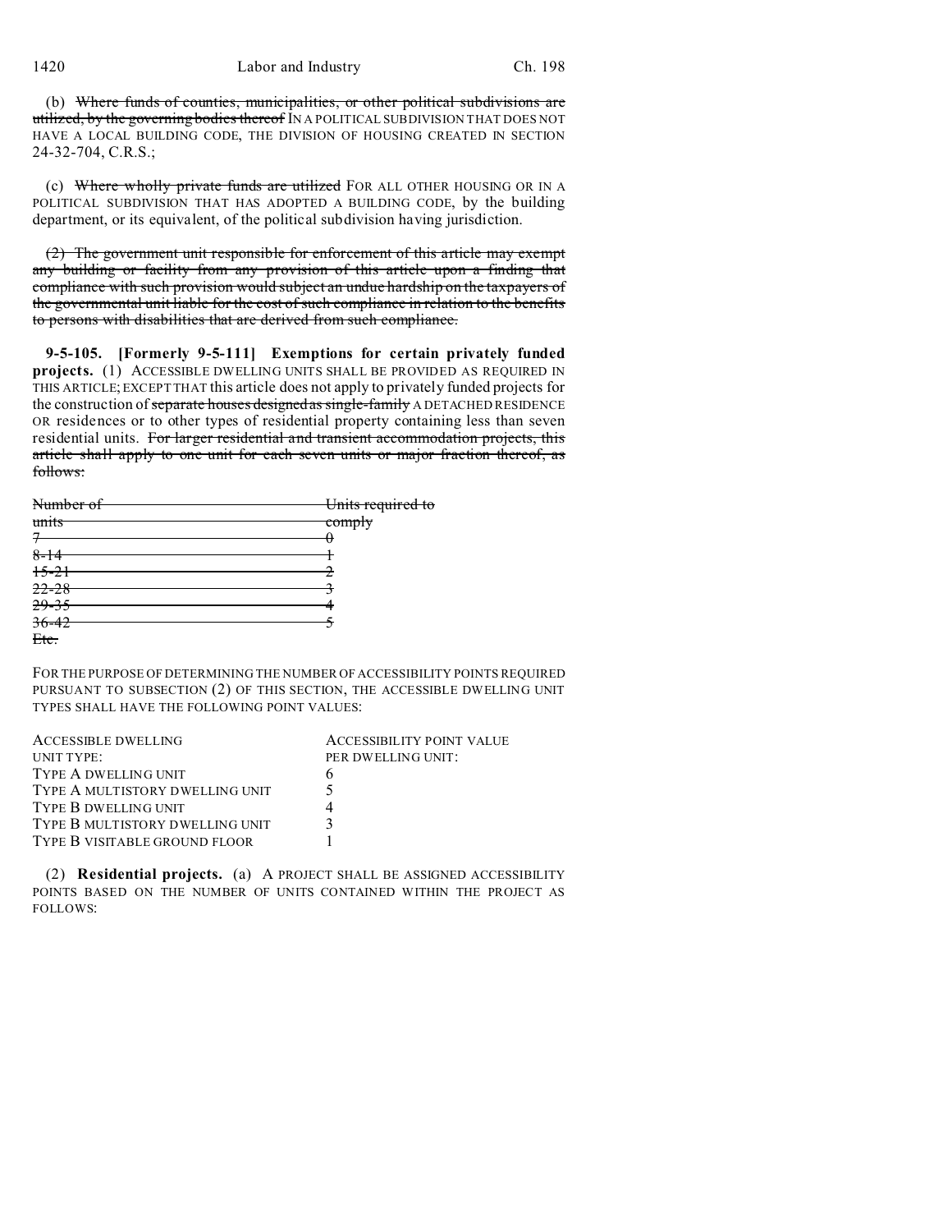(b) ~~Where funds of counties, municipalities, or other political subdivisions are utilized, by the governing bodies thereof~~ IN A POLITICAL SUBDIVISION THAT DOES NOT HAVE A LOCAL BUILDING CODE, THE DIVISION OF HOUSING CREATED IN SECTION 24-32-704, C.R.S.;

(c) ~~Where wholly private funds are utilized~~ FOR ALL OTHER HOUSING OR IN A POLITICAL SUBDIVISION THAT HAS ADOPTED A BUILDING CODE, by the building department, or its equivalent, of the political subdivision having jurisdiction.

~~(2) The government unit responsible for enforcement of this article may exempt any building or facility from any provision of this article upon a finding that compliance with such provision would subject an undue hardship on the taxpayers of the governmental unit liable for the cost of such compliance in relation to the benefits to persons with disabilities that are derived from such compliance.~~

**9-5-105. [Formerly 9-5-111] Exemptions for certain privately funded projects.** (1) ACCESSIBLE DWELLING UNITS SHALL BE PROVIDED AS REQUIRED IN THIS ARTICLE; EXCEPT THAT this article does not apply to privately funded projects for the construction of ~~separate houses designed as single-family~~ A DETACHED RESIDENCE OR residences or to other types of residential property containing less than seven residential units. ~~For larger residential and transient accommodation projects, this article shall apply to one unit for each seven units or major fraction thereof, as follows:~~

| ~~Number of units~~ | ~~Units required to comply~~ |
|---|---|
| ~~7~~ | ~~0~~ |
| ~~8-14~~ | ~~1~~ |
| ~~15-21~~ | ~~2~~ |
| ~~22-28~~ | ~~3~~ |
| ~~29-35~~ | ~~4~~ |
| ~~36-42~~ | ~~5~~ |
| ~~Etc.~~ | |

FOR THE PURPOSE OF DETERMINING THE NUMBER OF ACCESSIBILITY POINTS REQUIRED PURSUANT TO SUBSECTION (2) OF THIS SECTION, THE ACCESSIBLE DWELLING UNIT TYPES SHALL HAVE THE FOLLOWING POINT VALUES:

| ACCESSIBLE DWELLING UNIT TYPE: | ACCESSIBILITY POINT VALUE PER DWELLING UNIT: |
|---|---|
| TYPE A DWELLING UNIT | 6 |
| TYPE A MULTISTORY DWELLING UNIT | 5 |
| TYPE B DWELLING UNIT | 4 |
| TYPE B MULTISTORY DWELLING UNIT | 3 |
| TYPE B VISITABLE GROUND FLOOR | 1 |

(2) **Residential projects.** (a) A PROJECT SHALL BE ASSIGNED ACCESSIBILITY POINTS BASED ON THE NUMBER OF UNITS CONTAINED WITHIN THE PROJECT AS FOLLOWS: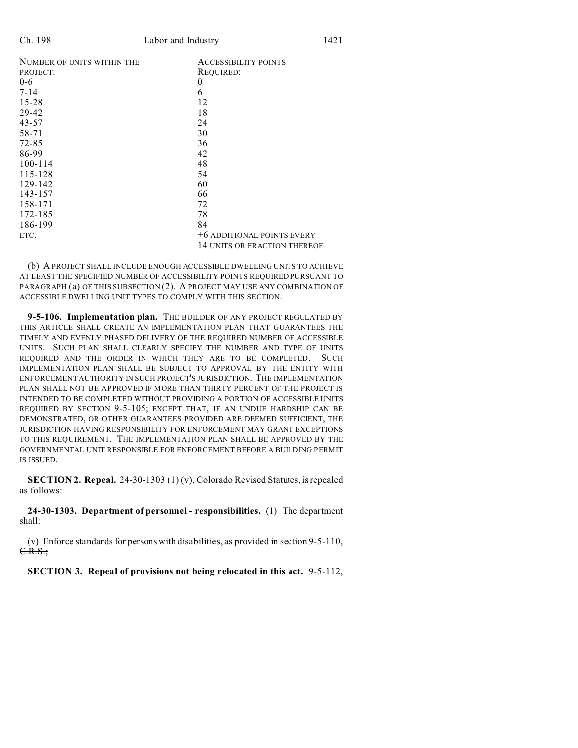| NUMBER OF UNITS WITHIN THE PROJECT: | ACCESSIBILITY POINTS REQUIRED: |
|---|---|
| 0-6 | 0 |
| 7-14 | 6 |
| 15-28 | 12 |
| 29-42 | 18 |
| 43-57 | 24 |
| 58-71 | 30 |
| 72-85 | 36 |
| 86-99 | 42 |
| 100-114 | 48 |
| 115-128 | 54 |
| 129-142 | 60 |
| 143-157 | 66 |
| 158-171 | 72 |
| 172-185 | 78 |
| 186-199 | 84 |
| ETC. | +6 ADDITIONAL POINTS EVERY 14 UNITS OR FRACTION THEREOF |

(b) A PROJECT SHALL INCLUDE ENOUGH ACCESSIBLE DWELLING UNITS TO ACHIEVE AT LEAST THE SPECIFIED NUMBER OF ACCESSIBILITY POINTS REQUIRED PURSUANT TO PARAGRAPH (a) OF THIS SUBSECTION (2). A PROJECT MAY USE ANY COMBINATION OF ACCESSIBLE DWELLING UNIT TYPES TO COMPLY WITH THIS SECTION.

**9-5-106. Implementation plan.** THE BUILDER OF ANY PROJECT REGULATED BY THIS ARTICLE SHALL CREATE AN IMPLEMENTATION PLAN THAT GUARANTEES THE TIMELY AND EVENLY PHASED DELIVERY OF THE REQUIRED NUMBER OF ACCESSIBLE UNITS. SUCH PLAN SHALL CLEARLY SPECIFY THE NUMBER AND TYPE OF UNITS REQUIRED AND THE ORDER IN WHICH THEY ARE TO BE COMPLETED. SUCH IMPLEMENTATION PLAN SHALL BE SUBJECT TO APPROVAL BY THE ENTITY WITH ENFORCEMENT AUTHORITY IN SUCH PROJECT'S JURISDICTION. THE IMPLEMENTATION PLAN SHALL NOT BE APPROVED IF MORE THAN THIRTY PERCENT OF THE PROJECT IS INTENDED TO BE COMPLETED WITHOUT PROVIDING A PORTION OF ACCESSIBLE UNITS REQUIRED BY SECTION 9-5-105; EXCEPT THAT, IF AN UNDUE HARDSHIP CAN BE DEMONSTRATED, OR OTHER GUARANTEES PROVIDED ARE DEEMED SUFFICIENT, THE JURISDICTION HAVING RESPONSIBILITY FOR ENFORCEMENT MAY GRANT EXCEPTIONS TO THIS REQUIREMENT. THE IMPLEMENTATION PLAN SHALL BE APPROVED BY THE GOVERNMENTAL UNIT RESPONSIBLE FOR ENFORCEMENT BEFORE A BUILDING PERMIT IS ISSUED.

**SECTION 2. Repeal.** 24-30-1303 (1) (v), Colorado Revised Statutes, is repealed as follows:

**24-30-1303. Department of personnel - responsibilities.** (1) The department shall:

(v) ~~Enforce standards for persons with disabilities, as provided in section 9-5-110, C.R.S.;~~

**SECTION 3. Repeal of provisions not being relocated in this act.** 9-5-112,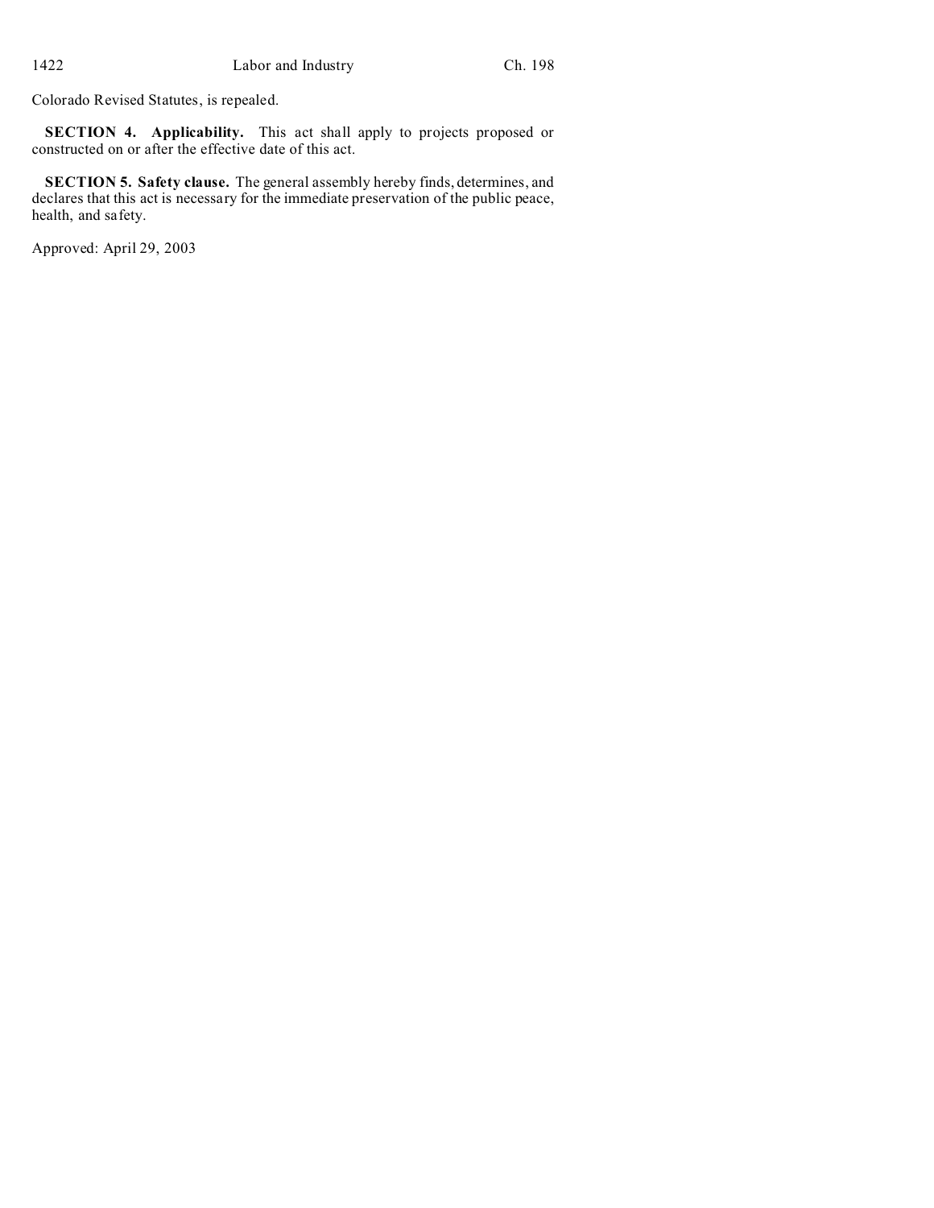Colorado Revised Statutes, is repealed.

**SECTION 4. Applicability.** This act shall apply to projects proposed or constructed on or after the effective date of this act.

**SECTION 5. Safety clause.** The general assembly hereby finds, determines, and declares that this act is necessary for the immediate preservation of the public peace, health, and safety.

Approved: April 29, 2003